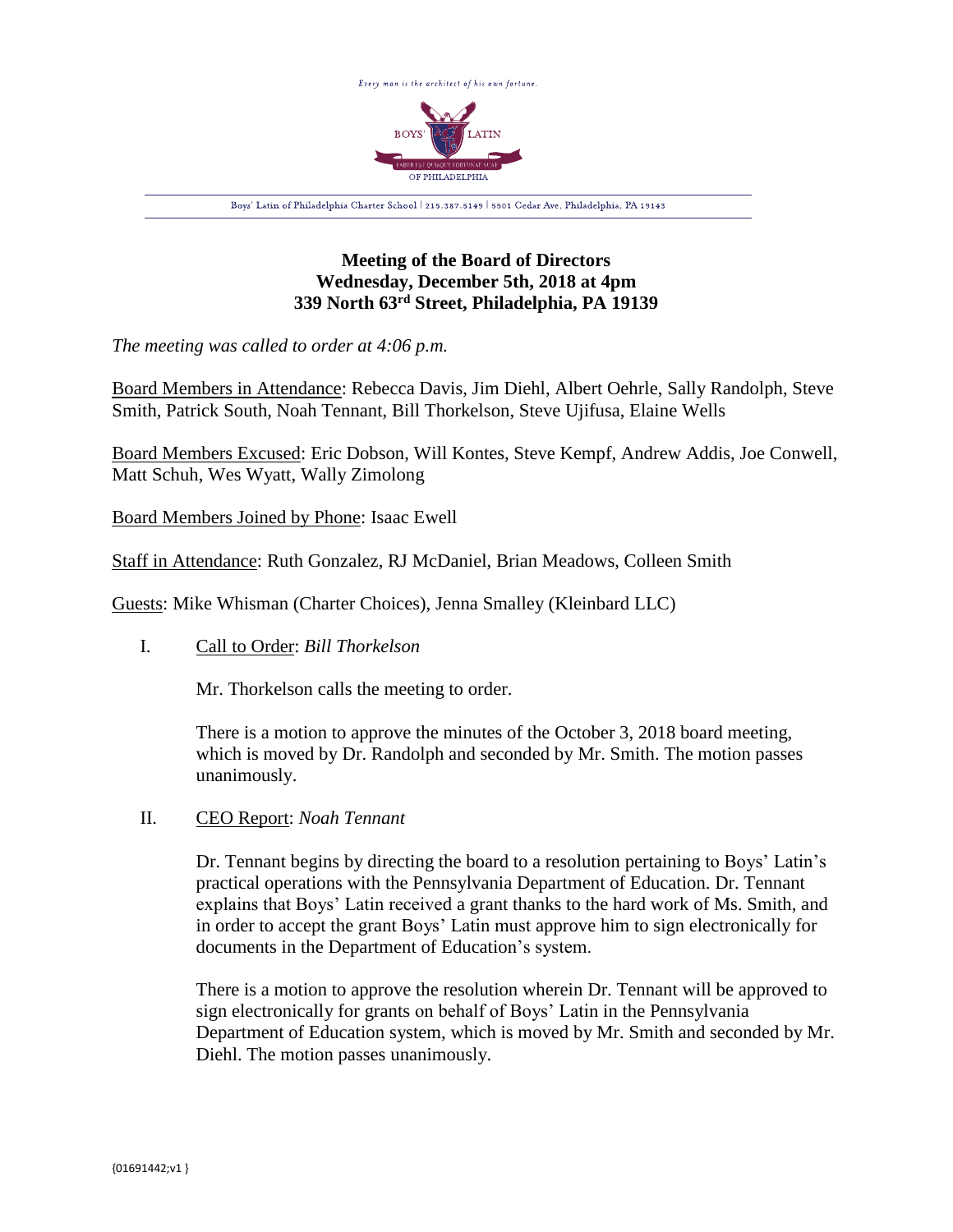Every man is the architect of his own fortune.

Boys' Latin of Philadelphia Charter School | 215.387.5149 | 5501 Cedar Ave, Philadelphia, PA 19143

**Meeting of the Board of Directors**
**Wednesday, December 5th, 2018 at 4pm**
**339 North 63rd Street, Philadelphia, PA 19139**

*The meeting was called to order at 4:06 p.m.*

Board Members in Attendance: Rebecca Davis, Jim Diehl, Albert Oehrle, Sally Randolph, Steve Smith, Patrick South, Noah Tennant, Bill Thorkelson, Steve Ujifusa, Elaine Wells

Board Members Excused: Eric Dobson, Will Kontes, Steve Kempf, Andrew Addis, Joe Conwell, Matt Schuh, Wes Wyatt, Wally Zimolong

Board Members Joined by Phone: Isaac Ewell

Staff in Attendance: Ruth Gonzalez, RJ McDaniel, Brian Meadows, Colleen Smith

Guests: Mike Whisman (Charter Choices), Jenna Smalley (Kleinbard LLC)

I. Call to Order: *Bill Thorkelson*

Mr. Thorkelson calls the meeting to order.

There is a motion to approve the minutes of the October 3, 2018 board meeting, which is moved by Dr. Randolph and seconded by Mr. Smith. The motion passes unanimously.

II. CEO Report: *Noah Tennant*

Dr. Tennant begins by directing the board to a resolution pertaining to Boys' Latin's practical operations with the Pennsylvania Department of Education. Dr. Tennant explains that Boys' Latin received a grant thanks to the hard work of Ms. Smith, and in order to accept the grant Boys' Latin must approve him to sign electronically for documents in the Department of Education's system.

There is a motion to approve the resolution wherein Dr. Tennant will be approved to sign electronically for grants on behalf of Boys' Latin in the Pennsylvania Department of Education system, which is moved by Mr. Smith and seconded by Mr. Diehl. The motion passes unanimously.

{01691442;v1 }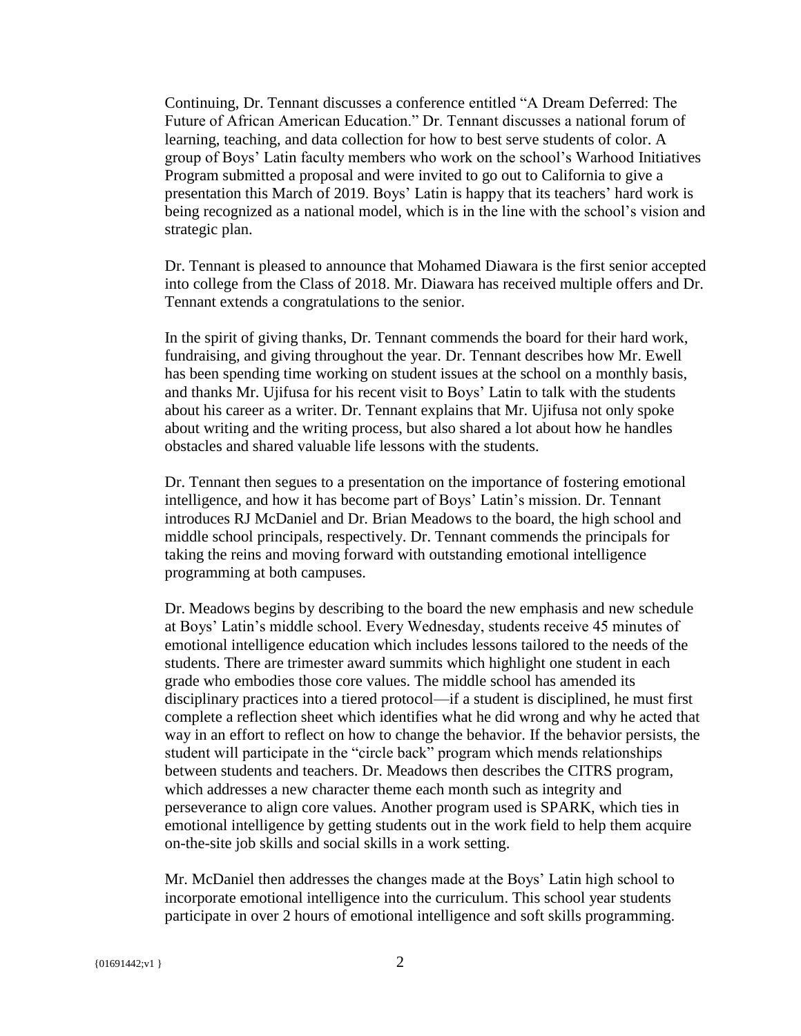Continuing, Dr. Tennant discusses a conference entitled "A Dream Deferred: The Future of African American Education." Dr. Tennant discusses a national forum of learning, teaching, and data collection for how to best serve students of color. A group of Boys' Latin faculty members who work on the school's Warhood Initiatives Program submitted a proposal and were invited to go out to California to give a presentation this March of 2019. Boys' Latin is happy that its teachers' hard work is being recognized as a national model, which is in the line with the school's vision and strategic plan.

Dr. Tennant is pleased to announce that Mohamed Diawara is the first senior accepted into college from the Class of 2018. Mr. Diawara has received multiple offers and Dr. Tennant extends a congratulations to the senior.

In the spirit of giving thanks, Dr. Tennant commends the board for their hard work, fundraising, and giving throughout the year. Dr. Tennant describes how Mr. Ewell has been spending time working on student issues at the school on a monthly basis, and thanks Mr. Ujifusa for his recent visit to Boys' Latin to talk with the students about his career as a writer. Dr. Tennant explains that Mr. Ujifusa not only spoke about writing and the writing process, but also shared a lot about how he handles obstacles and shared valuable life lessons with the students.

Dr. Tennant then segues to a presentation on the importance of fostering emotional intelligence, and how it has become part of Boys' Latin's mission. Dr. Tennant introduces RJ McDaniel and Dr. Brian Meadows to the board, the high school and middle school principals, respectively. Dr. Tennant commends the principals for taking the reins and moving forward with outstanding emotional intelligence programming at both campuses.

Dr. Meadows begins by describing to the board the new emphasis and new schedule at Boys' Latin's middle school. Every Wednesday, students receive 45 minutes of emotional intelligence education which includes lessons tailored to the needs of the students. There are trimester award summits which highlight one student in each grade who embodies those core values. The middle school has amended its disciplinary practices into a tiered protocol—if a student is disciplined, he must first complete a reflection sheet which identifies what he did wrong and why he acted that way in an effort to reflect on how to change the behavior. If the behavior persists, the student will participate in the "circle back" program which mends relationships between students and teachers. Dr. Meadows then describes the CITRS program, which addresses a new character theme each month such as integrity and perseverance to align core values. Another program used is SPARK, which ties in emotional intelligence by getting students out in the work field to help them acquire on-the-site job skills and social skills in a work setting.

Mr. McDaniel then addresses the changes made at the Boys' Latin high school to incorporate emotional intelligence into the curriculum. This school year students participate in over 2 hours of emotional intelligence and soft skills programming.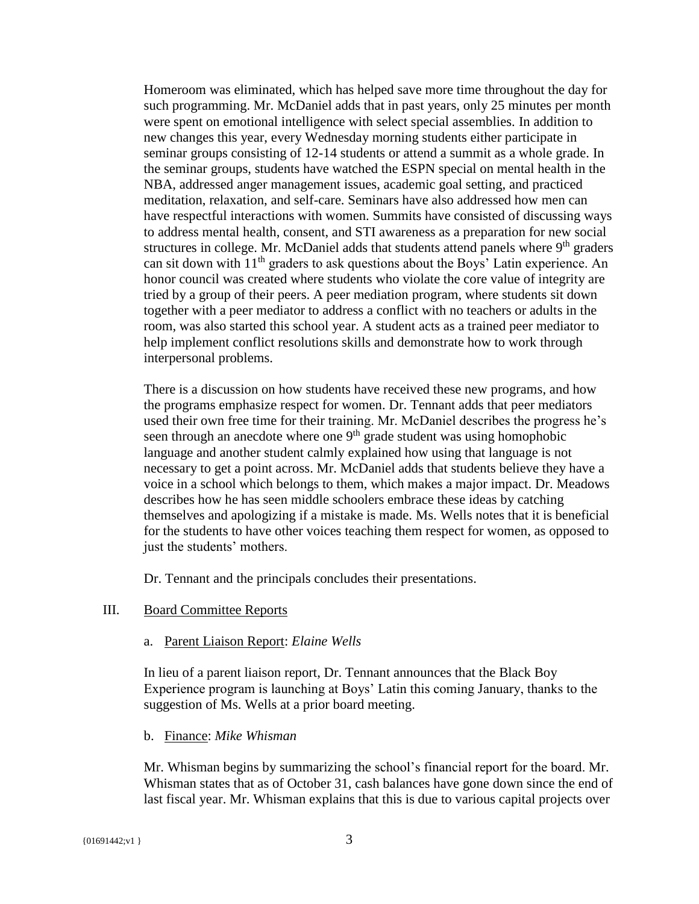Homeroom was eliminated, which has helped save more time throughout the day for such programming. Mr. McDaniel adds that in past years, only 25 minutes per month were spent on emotional intelligence with select special assemblies. In addition to new changes this year, every Wednesday morning students either participate in seminar groups consisting of 12-14 students or attend a summit as a whole grade. In the seminar groups, students have watched the ESPN special on mental health in the NBA, addressed anger management issues, academic goal setting, and practiced meditation, relaxation, and self-care. Seminars have also addressed how men can have respectful interactions with women. Summits have consisted of discussing ways to address mental health, consent, and STI awareness as a preparation for new social structures in college. Mr. McDaniel adds that students attend panels where 9th graders can sit down with 11th graders to ask questions about the Boys' Latin experience. An honor council was created where students who violate the core value of integrity are tried by a group of their peers. A peer mediation program, where students sit down together with a peer mediator to address a conflict with no teachers or adults in the room, was also started this school year. A student acts as a trained peer mediator to help implement conflict resolutions skills and demonstrate how to work through interpersonal problems.

There is a discussion on how students have received these new programs, and how the programs emphasize respect for women. Dr. Tennant adds that peer mediators used their own free time for their training. Mr. McDaniel describes the progress he's seen through an anecdote where one 9th grade student was using homophobic language and another student calmly explained how using that language is not necessary to get a point across. Mr. McDaniel adds that students believe they have a voice in a school which belongs to them, which makes a major impact. Dr. Meadows describes how he has seen middle schoolers embrace these ideas by catching themselves and apologizing if a mistake is made. Ms. Wells notes that it is beneficial for the students to have other voices teaching them respect for women, as opposed to just the students' mothers.

Dr. Tennant and the principals concludes their presentations.

III. Board Committee Reports

a. Parent Liaison Report: *Elaine Wells*

In lieu of a parent liaison report, Dr. Tennant announces that the Black Boy Experience program is launching at Boys' Latin this coming January, thanks to the suggestion of Ms. Wells at a prior board meeting.

b. Finance: *Mike Whisman*

Mr. Whisman begins by summarizing the school's financial report for the board. Mr. Whisman states that as of October 31, cash balances have gone down since the end of last fiscal year. Mr. Whisman explains that this is due to various capital projects over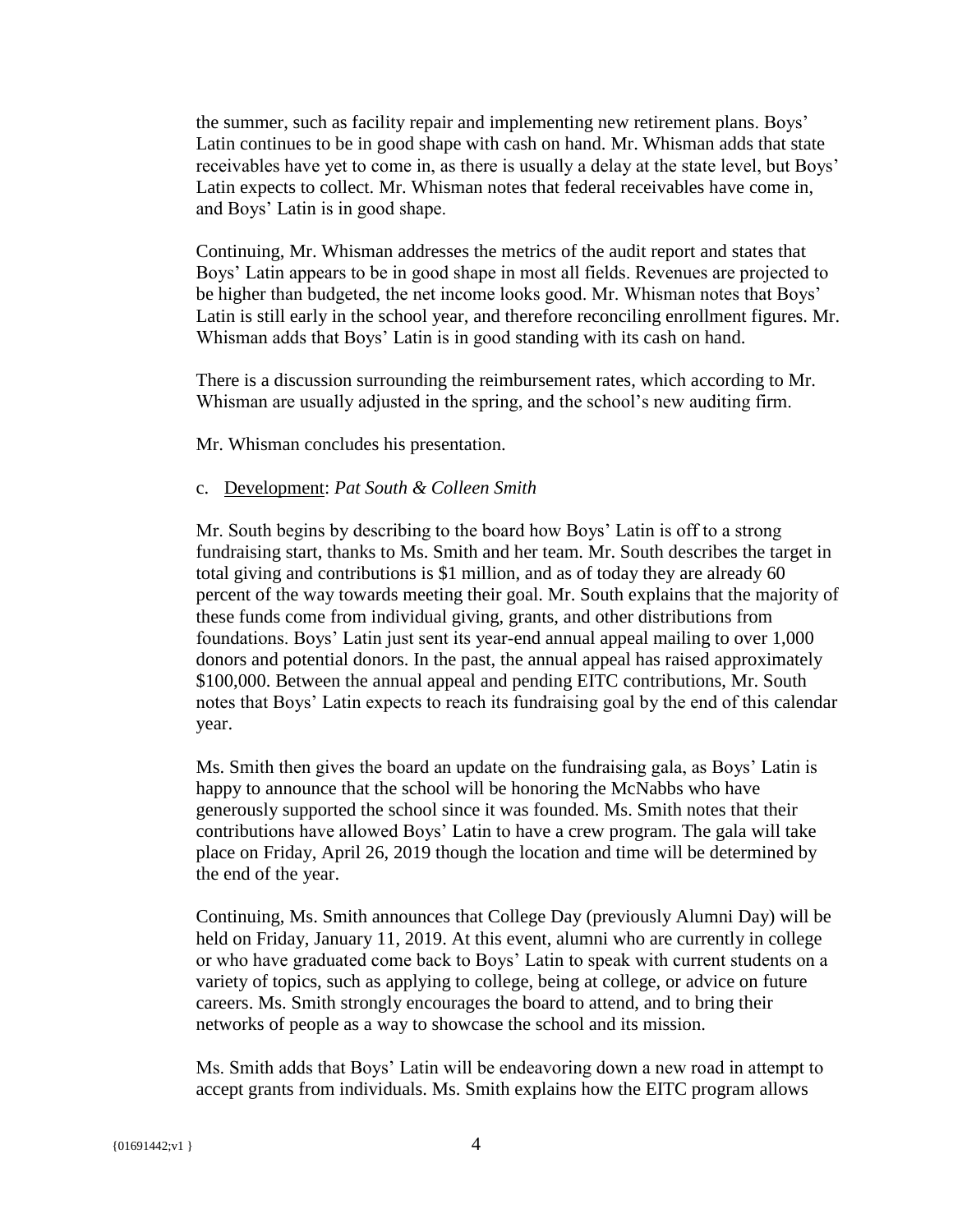the summer, such as facility repair and implementing new retirement plans. Boys' Latin continues to be in good shape with cash on hand. Mr. Whisman adds that state receivables have yet to come in, as there is usually a delay at the state level, but Boys' Latin expects to collect. Mr. Whisman notes that federal receivables have come in, and Boys' Latin is in good shape.

Continuing, Mr. Whisman addresses the metrics of the audit report and states that Boys' Latin appears to be in good shape in most all fields. Revenues are projected to be higher than budgeted, the net income looks good. Mr. Whisman notes that Boys' Latin is still early in the school year, and therefore reconciling enrollment figures. Mr. Whisman adds that Boys' Latin is in good standing with its cash on hand.

There is a discussion surrounding the reimbursement rates, which according to Mr. Whisman are usually adjusted in the spring, and the school's new auditing firm.

Mr. Whisman concludes his presentation.

c. <u>Development</u>: *Pat South & Colleen Smith*

Mr. South begins by describing to the board how Boys' Latin is off to a strong fundraising start, thanks to Ms. Smith and her team. Mr. South describes the target in total giving and contributions is $1 million, and as of today they are already 60 percent of the way towards meeting their goal. Mr. South explains that the majority of these funds come from individual giving, grants, and other distributions from foundations. Boys' Latin just sent its year-end annual appeal mailing to over 1,000 donors and potential donors. In the past, the annual appeal has raised approximately $100,000. Between the annual appeal and pending EITC contributions, Mr. South notes that Boys' Latin expects to reach its fundraising goal by the end of this calendar year.

Ms. Smith then gives the board an update on the fundraising gala, as Boys' Latin is happy to announce that the school will be honoring the McNabbs who have generously supported the school since it was founded. Ms. Smith notes that their contributions have allowed Boys' Latin to have a crew program. The gala will take place on Friday, April 26, 2019 though the location and time will be determined by the end of the year.

Continuing, Ms. Smith announces that College Day (previously Alumni Day) will be held on Friday, January 11, 2019. At this event, alumni who are currently in college or who have graduated come back to Boys' Latin to speak with current students on a variety of topics, such as applying to college, being at college, or advice on future careers. Ms. Smith strongly encourages the board to attend, and to bring their networks of people as a way to showcase the school and its mission.

Ms. Smith adds that Boys' Latin will be endeavoring down a new road in attempt to accept grants from individuals. Ms. Smith explains how the EITC program allows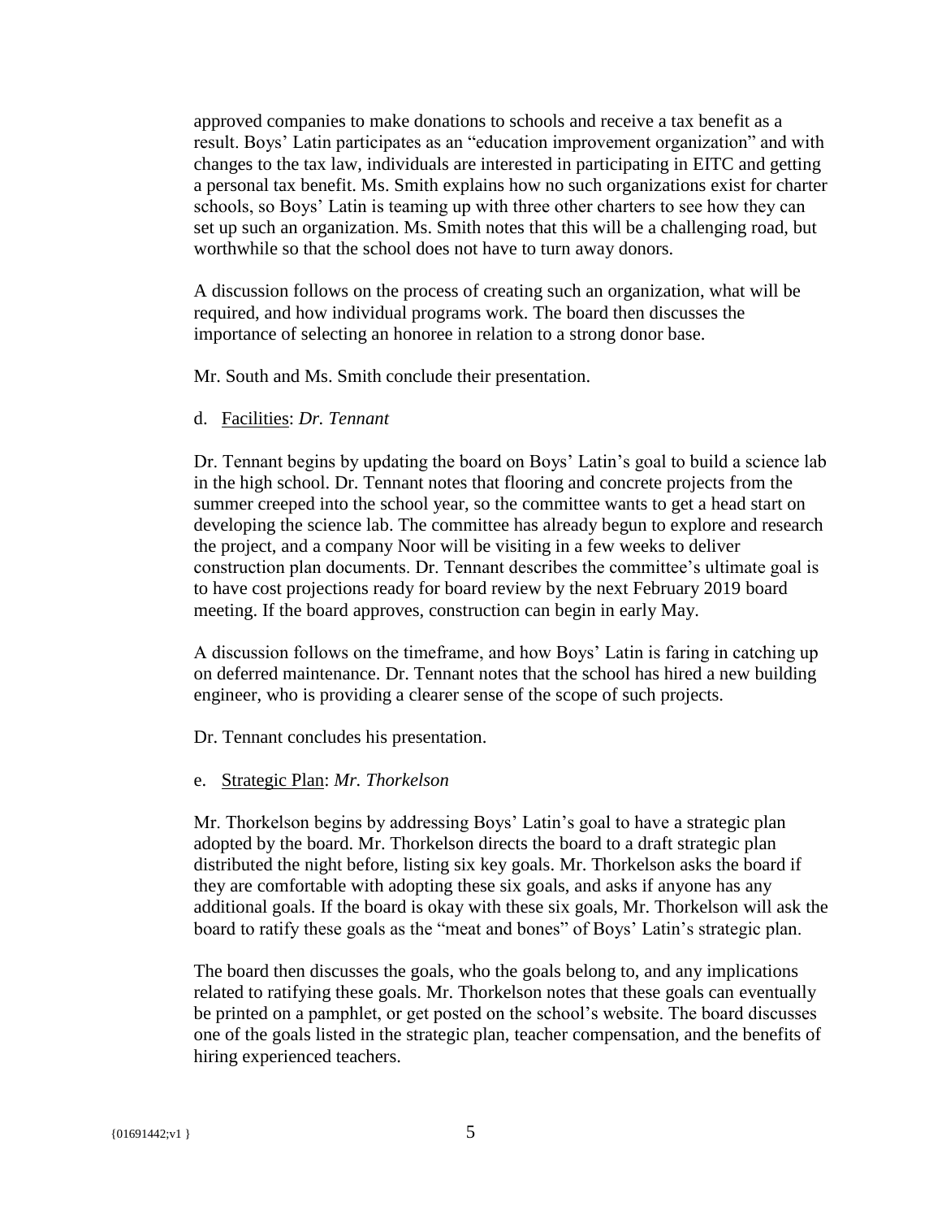approved companies to make donations to schools and receive a tax benefit as a result. Boys' Latin participates as an "education improvement organization" and with changes to the tax law, individuals are interested in participating in EITC and getting a personal tax benefit. Ms. Smith explains how no such organizations exist for charter schools, so Boys' Latin is teaming up with three other charters to see how they can set up such an organization. Ms. Smith notes that this will be a challenging road, but worthwhile so that the school does not have to turn away donors.

A discussion follows on the process of creating such an organization, what will be required, and how individual programs work. The board then discusses the importance of selecting an honoree in relation to a strong donor base.

Mr. South and Ms. Smith conclude their presentation.

d. <u>Facilities</u>: *Dr. Tennant*

Dr. Tennant begins by updating the board on Boys' Latin's goal to build a science lab in the high school. Dr. Tennant notes that flooring and concrete projects from the summer creeped into the school year, so the committee wants to get a head start on developing the science lab. The committee has already begun to explore and research the project, and a company Noor will be visiting in a few weeks to deliver construction plan documents. Dr. Tennant describes the committee's ultimate goal is to have cost projections ready for board review by the next February 2019 board meeting. If the board approves, construction can begin in early May.

A discussion follows on the timeframe, and how Boys' Latin is faring in catching up on deferred maintenance. Dr. Tennant notes that the school has hired a new building engineer, who is providing a clearer sense of the scope of such projects.

Dr. Tennant concludes his presentation.

e. <u>Strategic Plan</u>: *Mr. Thorkelson*

Mr. Thorkelson begins by addressing Boys' Latin's goal to have a strategic plan adopted by the board. Mr. Thorkelson directs the board to a draft strategic plan distributed the night before, listing six key goals. Mr. Thorkelson asks the board if they are comfortable with adopting these six goals, and asks if anyone has any additional goals. If the board is okay with these six goals, Mr. Thorkelson will ask the board to ratify these goals as the "meat and bones" of Boys' Latin's strategic plan.

The board then discusses the goals, who the goals belong to, and any implications related to ratifying these goals. Mr. Thorkelson notes that these goals can eventually be printed on a pamphlet, or get posted on the school's website. The board discusses one of the goals listed in the strategic plan, teacher compensation, and the benefits of hiring experienced teachers.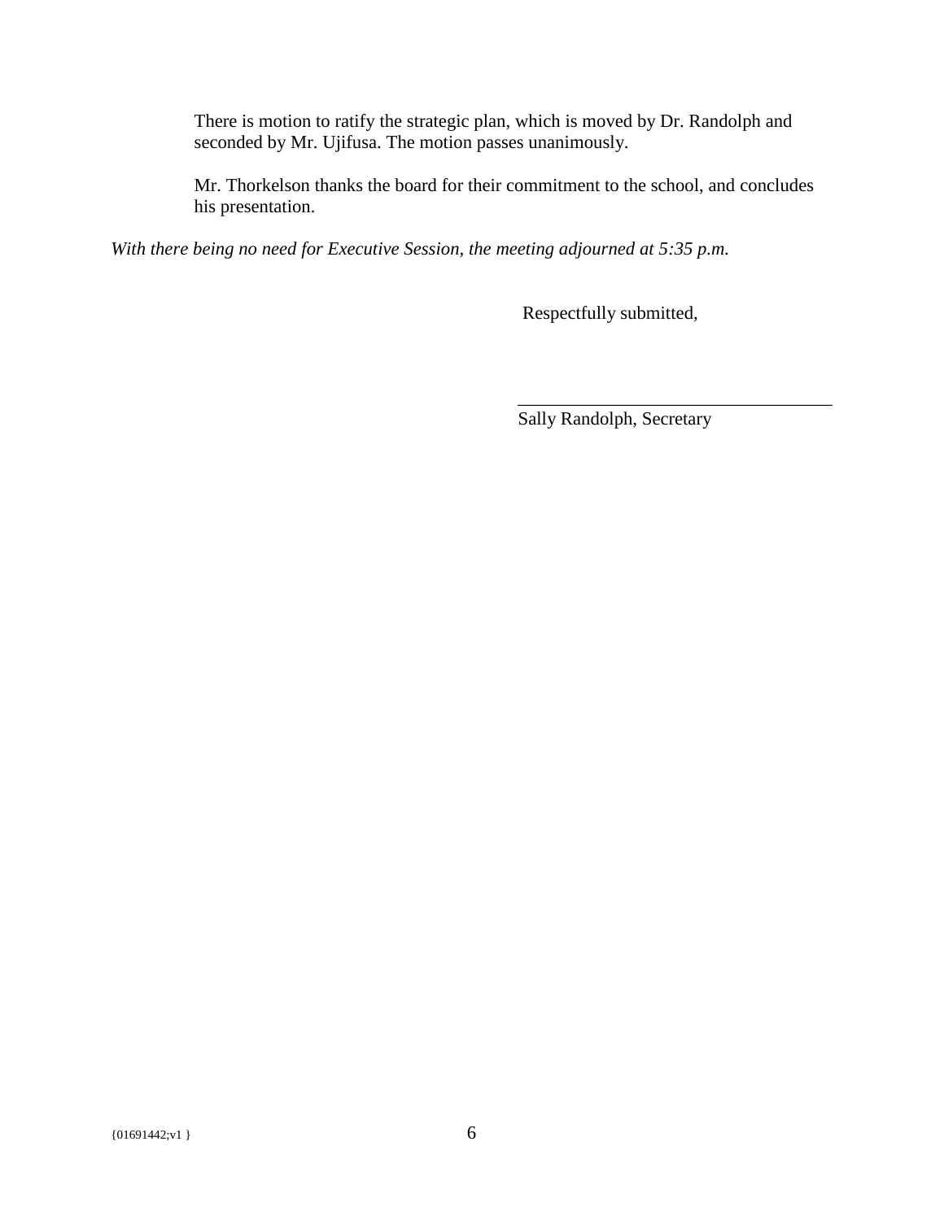There is motion to ratify the strategic plan, which is moved by Dr. Randolph and seconded by Mr. Ujifusa. The motion passes unanimously.

Mr. Thorkelson thanks the board for their commitment to the school, and concludes his presentation.

*With there being no need for Executive Session, the meeting adjourned at 5:35 p.m.*

Respectfully submitted,

\_\_\_\_\_\_\_\_\_\_\_\_\_\_\_\_\_\_\_\_\_\_\_\_\_\_\_\_\_\_\_\_\_\_\_

Sally Randolph, Secretary

{01691442;v1 }